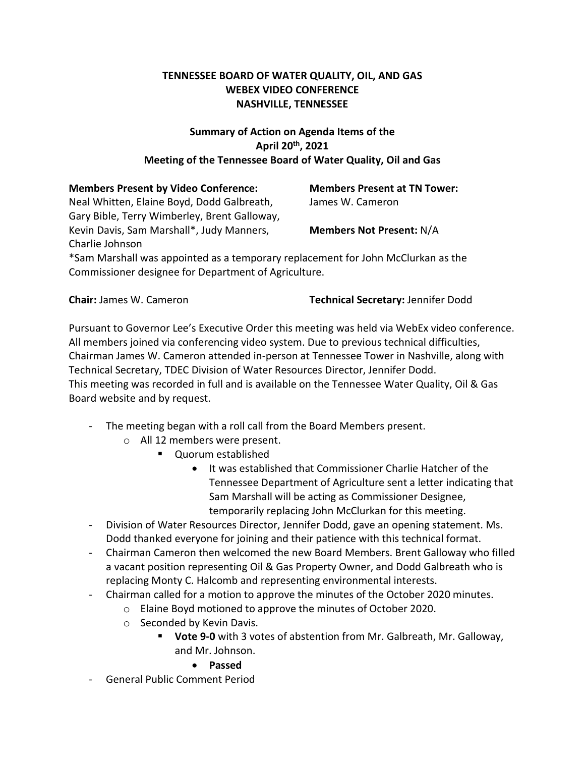# TENNESSEE BOARD OF WATER QUALITY, OIL, AND GAS
# WEBEX VIDEO CONFERENCE
# NASHVILLE, TENNESSEE

## Summary of Action on Agenda Items of the April 20th, 2021 Meeting of the Tennessee Board of Water Quality, Oil and Gas

**Members Present by Video Conference:**
Neal Whitten, Elaine Boyd, Dodd Galbreath, Gary Bible, Terry Wimberley, Brent Galloway, Kevin Davis, Sam Marshall*, Judy Manners, Charlie Johnson

**Members Present at TN Tower:**
James W. Cameron

**Members Not Present:** N/A

*Sam Marshall was appointed as a temporary replacement for John McClurkan as the Commissioner designee for Department of Agriculture.

**Chair:** James W. Cameron

**Technical Secretary:** Jennifer Dodd

Pursuant to Governor Lee's Executive Order this meeting was held via WebEx video conference. All members joined via conferencing video system. Due to previous technical difficulties, Chairman James W. Cameron attended in-person at Tennessee Tower in Nashville, along with Technical Secretary, TDEC Division of Water Resources Director, Jennifer Dodd.
This meeting was recorded in full and is available on the Tennessee Water Quality, Oil & Gas Board website and by request.

- The meeting began with a roll call from the Board Members present.
  - All 12 members were present.
    - Quorum established
      - It was established that Commissioner Charlie Hatcher of the Tennessee Department of Agriculture sent a letter indicating that Sam Marshall will be acting as Commissioner Designee, temporarily replacing John McClurkan for this meeting.
- Division of Water Resources Director, Jennifer Dodd, gave an opening statement. Ms. Dodd thanked everyone for joining and their patience with this technical format.
- Chairman Cameron then welcomed the new Board Members. Brent Galloway who filled a vacant position representing Oil & Gas Property Owner, and Dodd Galbreath who is replacing Monty C. Halcomb and representing environmental interests.
- Chairman called for a motion to approve the minutes of the October 2020 minutes.
  - Elaine Boyd motioned to approve the minutes of October 2020.
  - Seconded by Kevin Davis.
    - **Vote 9-0** with 3 votes of abstention from Mr. Galbreath, Mr. Galloway, and Mr. Johnson.
      - **Passed**
- General Public Comment Period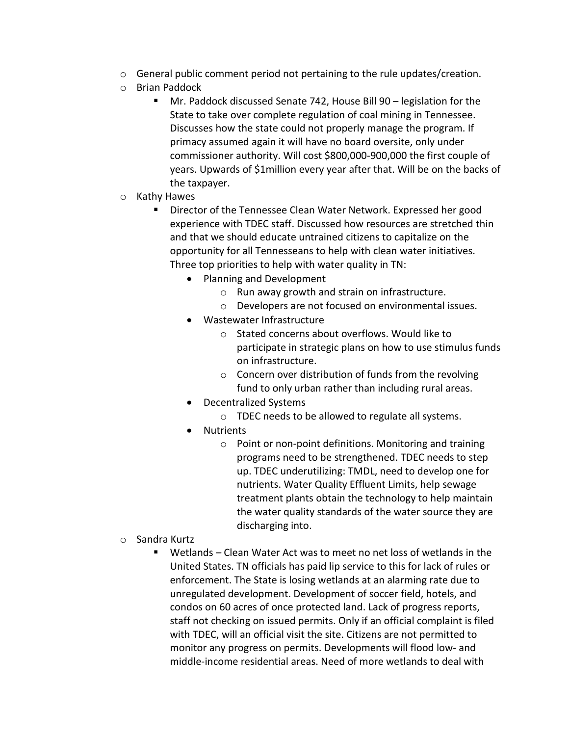- General public comment period not pertaining to the rule updates/creation.
- Brian Paddock
  - Mr. Paddock discussed Senate 742, House Bill 90 – legislation for the State to take over complete regulation of coal mining in Tennessee. Discusses how the state could not properly manage the program. If primacy assumed again it will have no board oversite, only under commissioner authority. Will cost $800,000-900,000 the first couple of years. Upwards of $1million every year after that. Will be on the backs of the taxpayer.
- Kathy Hawes
  - Director of the Tennessee Clean Water Network. Expressed her good experience with TDEC staff. Discussed how resources are stretched thin and that we should educate untrained citizens to capitalize on the opportunity for all Tennesseans to help with clean water initiatives. Three top priorities to help with water quality in TN:
    - Planning and Development
      - Run away growth and strain on infrastructure.
      - Developers are not focused on environmental issues.
    - Wastewater Infrastructure
      - Stated concerns about overflows. Would like to participate in strategic plans on how to use stimulus funds on infrastructure.
      - Concern over distribution of funds from the revolving fund to only urban rather than including rural areas.
    - Decentralized Systems
      - TDEC needs to be allowed to regulate all systems.
    - Nutrients
      - Point or non-point definitions. Monitoring and training programs need to be strengthened. TDEC needs to step up. TDEC underutilizing: TMDL, need to develop one for nutrients. Water Quality Effluent Limits, help sewage treatment plants obtain the technology to help maintain the water quality standards of the water source they are discharging into.
- Sandra Kurtz
  - Wetlands – Clean Water Act was to meet no net loss of wetlands in the United States. TN officials has paid lip service to this for lack of rules or enforcement. The State is losing wetlands at an alarming rate due to unregulated development. Development of soccer field, hotels, and condos on 60 acres of once protected land. Lack of progress reports, staff not checking on issued permits. Only if an official complaint is filed with TDEC, will an official visit the site. Citizens are not permitted to monitor any progress on permits. Developments will flood low- and middle-income residential areas. Need of more wetlands to deal with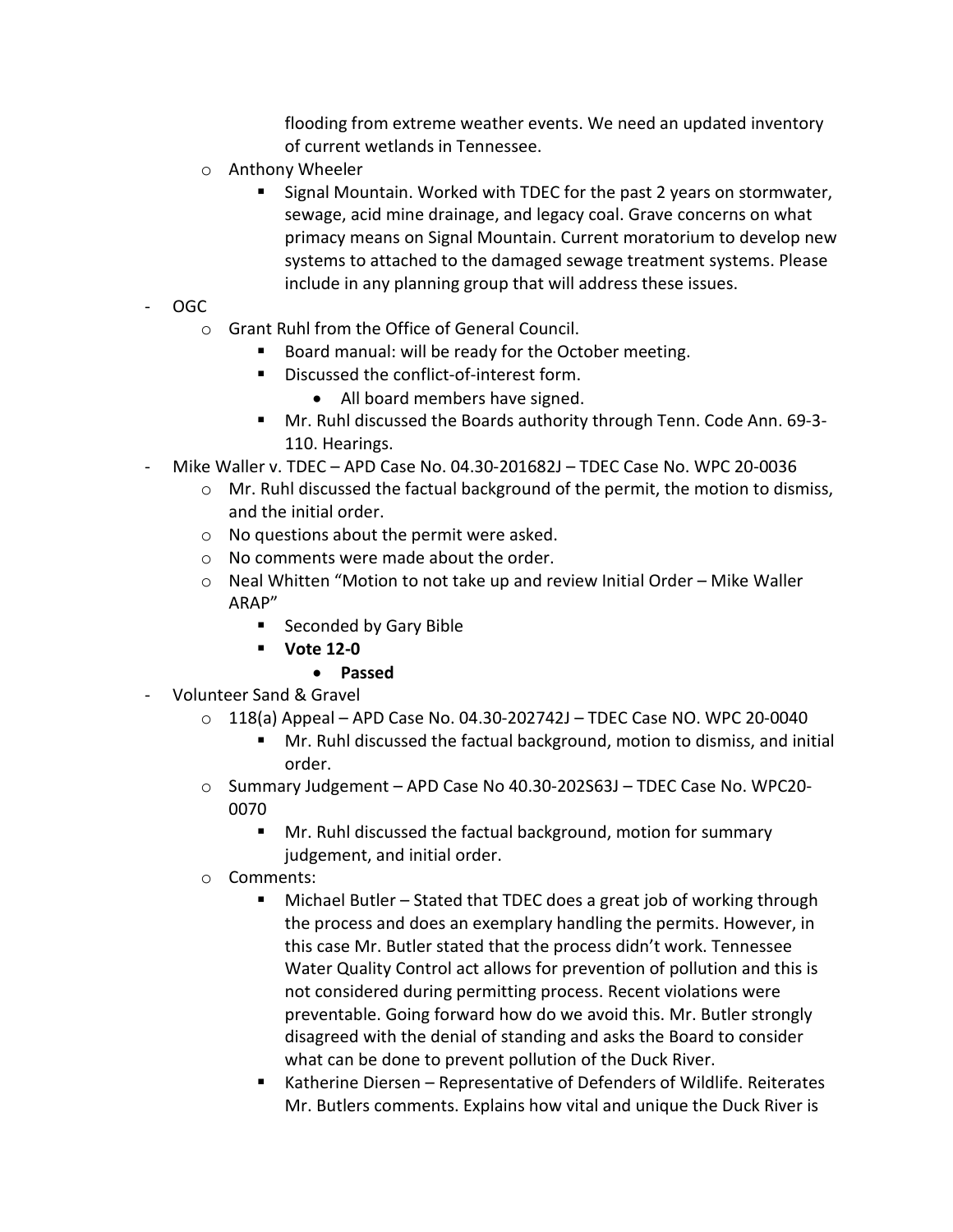flooding from extreme weather events. We need an updated inventory of current wetlands in Tennessee.

- Anthony Wheeler
  - Signal Mountain. Worked with TDEC for the past 2 years on stormwater, sewage, acid mine drainage, and legacy coal. Grave concerns on what primacy means on Signal Mountain. Current moratorium to develop new systems to attached to the damaged sewage treatment systems. Please include in any planning group that will address these issues.

- OGC
  - Grant Ruhl from the Office of General Council.
    - Board manual: will be ready for the October meeting.
    - Discussed the conflict-of-interest form.
      - All board members have signed.
    - Mr. Ruhl discussed the Boards authority through Tenn. Code Ann. 69-3-110. Hearings.
- Mike Waller v. TDEC – APD Case No. 04.30-201682J – TDEC Case No. WPC 20-0036
  - Mr. Ruhl discussed the factual background of the permit, the motion to dismiss, and the initial order.
  - No questions about the permit were asked.
  - No comments were made about the order.
  - Neal Whitten "Motion to not take up and review Initial Order – Mike Waller ARAP"
    - Seconded by Gary Bible
    - **Vote 12-0**
      - **Passed**
- Volunteer Sand & Gravel
  - 118(a) Appeal – APD Case No. 04.30-202742J – TDEC Case NO. WPC 20-0040
    - Mr. Ruhl discussed the factual background, motion to dismiss, and initial order.
  - Summary Judgement – APD Case No 40.30-202S63J – TDEC Case No. WPC20-0070
    - Mr. Ruhl discussed the factual background, motion for summary judgement, and initial order.
  - Comments:
    - Michael Butler – Stated that TDEC does a great job of working through the process and does an exemplary handling the permits. However, in this case Mr. Butler stated that the process didn't work. Tennessee Water Quality Control act allows for prevention of pollution and this is not considered during permitting process. Recent violations were preventable. Going forward how do we avoid this. Mr. Butler strongly disagreed with the denial of standing and asks the Board to consider what can be done to prevent pollution of the Duck River.
    - Katherine Diersen – Representative of Defenders of Wildlife. Reiterates Mr. Butlers comments. Explains how vital and unique the Duck River is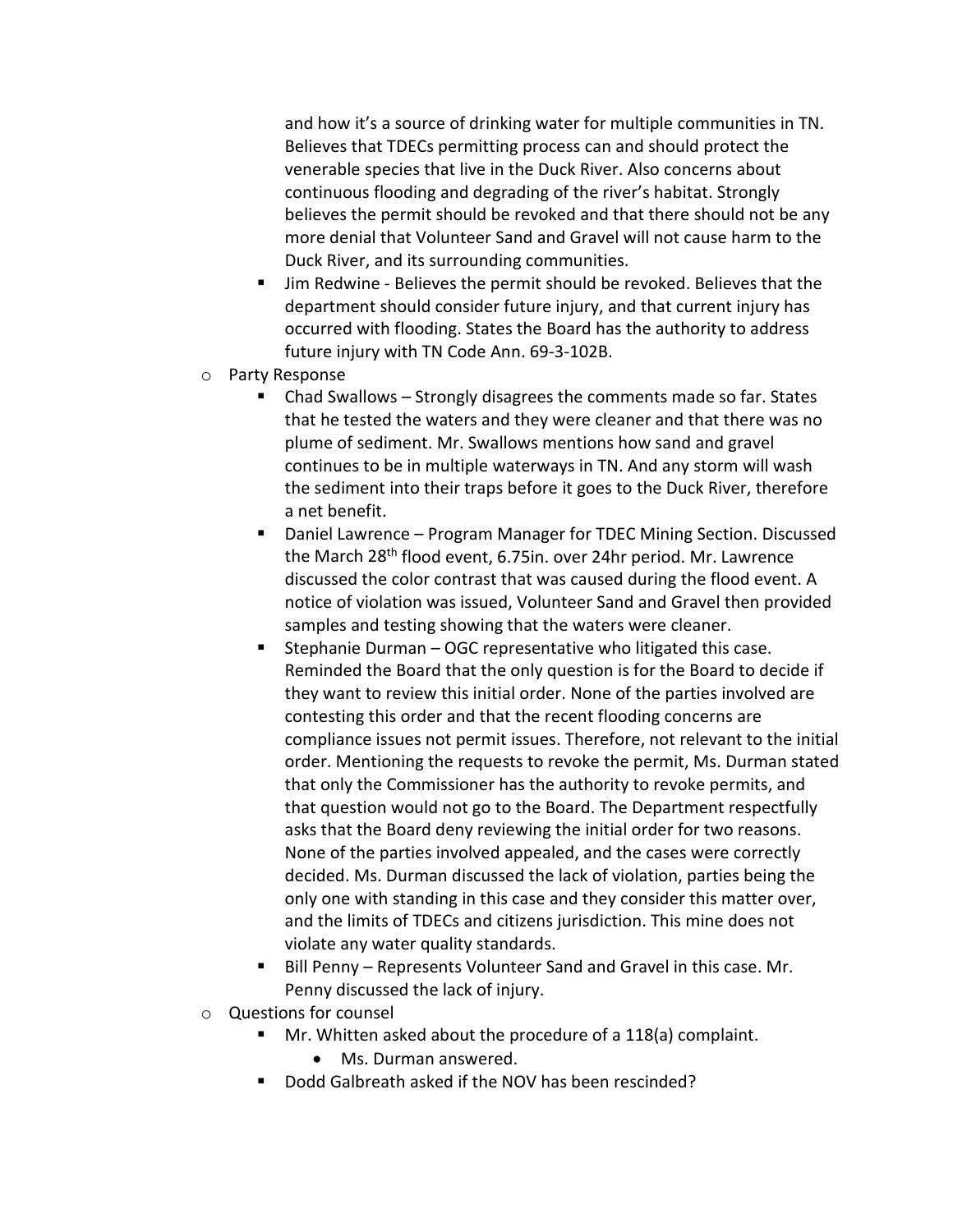and how it's a source of drinking water for multiple communities in TN. Believes that TDECs permitting process can and should protect the venerable species that live in the Duck River. Also concerns about continuous flooding and degrading of the river's habitat. Strongly believes the permit should be revoked and that there should not be any more denial that Volunteer Sand and Gravel will not cause harm to the Duck River, and its surrounding communities.

    - Jim Redwine - Believes the permit should be revoked. Believes that the department should consider future injury, and that current injury has occurred with flooding. States the Board has the authority to address future injury with TN Code Ann. 69-3-102B.

- Party Response
    - Chad Swallows – Strongly disagrees the comments made so far. States that he tested the waters and they were cleaner and that there was no plume of sediment. Mr. Swallows mentions how sand and gravel continues to be in multiple waterways in TN. And any storm will wash the sediment into their traps before it goes to the Duck River, therefore a net benefit.
    - Daniel Lawrence – Program Manager for TDEC Mining Section. Discussed the March 28th flood event, 6.75in. over 24hr period. Mr. Lawrence discussed the color contrast that was caused during the flood event. A notice of violation was issued, Volunteer Sand and Gravel then provided samples and testing showing that the waters were cleaner.
    - Stephanie Durman – OGC representative who litigated this case. Reminded the Board that the only question is for the Board to decide if they want to review this initial order. None of the parties involved are contesting this order and that the recent flooding concerns are compliance issues not permit issues. Therefore, not relevant to the initial order. Mentioning the requests to revoke the permit, Ms. Durman stated that only the Commissioner has the authority to revoke permits, and that question would not go to the Board. The Department respectfully asks that the Board deny reviewing the initial order for two reasons. None of the parties involved appealed, and the cases were correctly decided. Ms. Durman discussed the lack of violation, parties being the only one with standing in this case and they consider this matter over, and the limits of TDECs and citizens jurisdiction. This mine does not violate any water quality standards.
    - Bill Penny – Represents Volunteer Sand and Gravel in this case. Mr. Penny discussed the lack of injury.

- Questions for counsel
    - Mr. Whitten asked about the procedure of a 118(a) complaint.
        - Ms. Durman answered.
    - Dodd Galbreath asked if the NOV has been rescinded?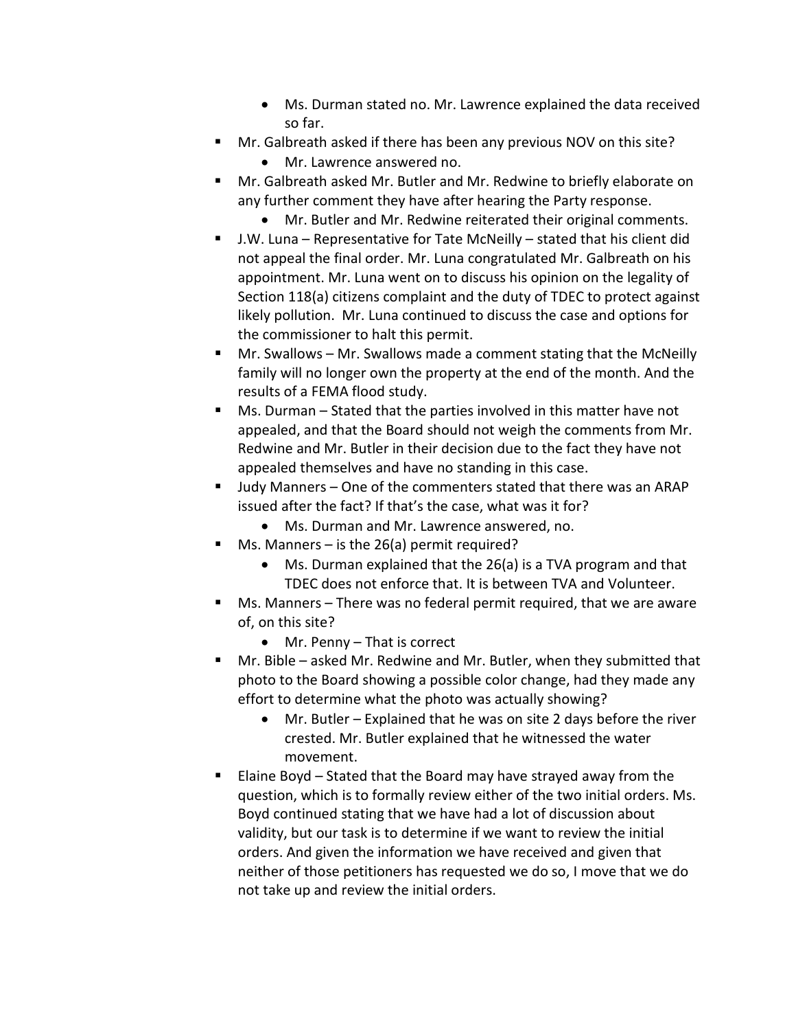- Ms. Durman stated no. Mr. Lawrence explained the data received so far.
- Mr. Galbreath asked if there has been any previous NOV on this site?
    - Mr. Lawrence answered no.
- Mr. Galbreath asked Mr. Butler and Mr. Redwine to briefly elaborate on any further comment they have after hearing the Party response.
    - Mr. Butler and Mr. Redwine reiterated their original comments.
- J.W. Luna – Representative for Tate McNeilly – stated that his client did not appeal the final order. Mr. Luna congratulated Mr. Galbreath on his appointment. Mr. Luna went on to discuss his opinion on the legality of Section 118(a) citizens complaint and the duty of TDEC to protect against likely pollution. Mr. Luna continued to discuss the case and options for the commissioner to halt this permit.
- Mr. Swallows – Mr. Swallows made a comment stating that the McNeilly family will no longer own the property at the end of the month. And the results of a FEMA flood study.
- Ms. Durman – Stated that the parties involved in this matter have not appealed, and that the Board should not weigh the comments from Mr. Redwine and Mr. Butler in their decision due to the fact they have not appealed themselves and have no standing in this case.
- Judy Manners – One of the commenters stated that there was an ARAP issued after the fact? If that's the case, what was it for?
    - Ms. Durman and Mr. Lawrence answered, no.
- Ms. Manners – is the 26(a) permit required?
    - Ms. Durman explained that the 26(a) is a TVA program and that TDEC does not enforce that. It is between TVA and Volunteer.
- Ms. Manners – There was no federal permit required, that we are aware of, on this site?
    - Mr. Penny – That is correct
- Mr. Bible – asked Mr. Redwine and Mr. Butler, when they submitted that photo to the Board showing a possible color change, had they made any effort to determine what the photo was actually showing?
    - Mr. Butler – Explained that he was on site 2 days before the river crested. Mr. Butler explained that he witnessed the water movement.
- Elaine Boyd – Stated that the Board may have strayed away from the question, which is to formally review either of the two initial orders. Ms. Boyd continued stating that we have had a lot of discussion about validity, but our task is to determine if we want to review the initial orders. And given the information we have received and given that neither of those petitioners has requested we do so, I move that we do not take up and review the initial orders.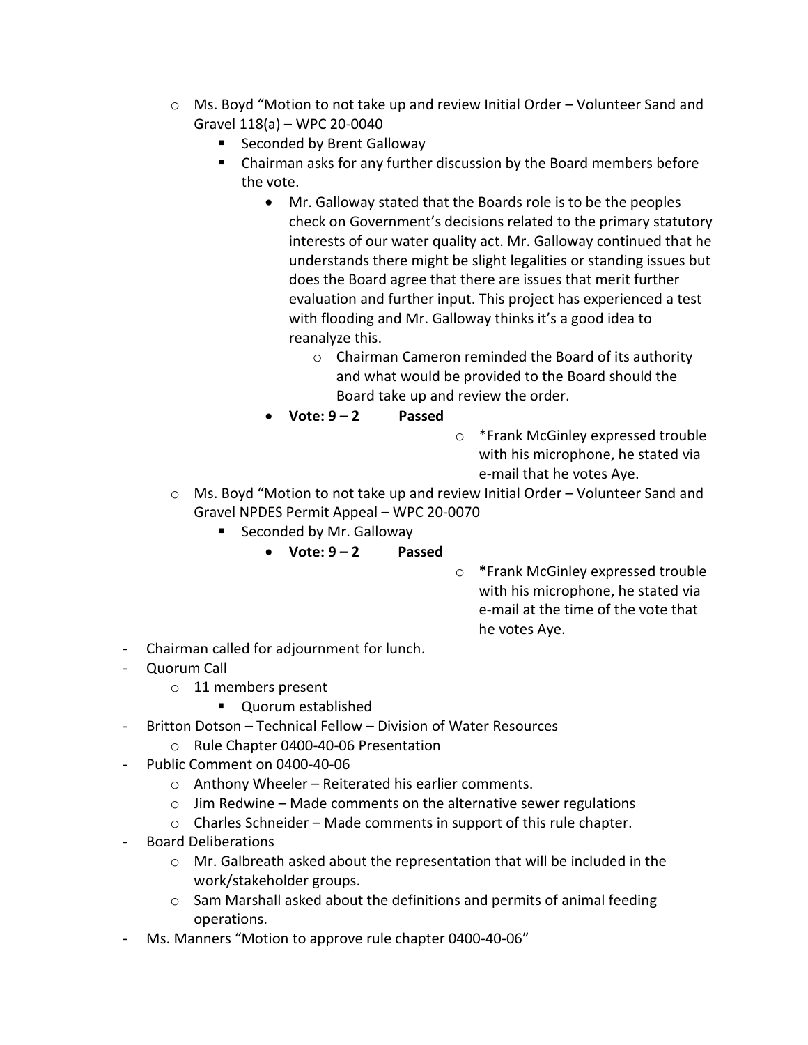- Ms. Boyd "Motion to not take up and review Initial Order – Volunteer Sand and Gravel 118(a) – WPC 20-0040
    - Seconded by Brent Galloway
    - Chairman asks for any further discussion by the Board members before the vote.
      - Mr. Galloway stated that the Boards role is to be the peoples check on Government's decisions related to the primary statutory interests of our water quality act. Mr. Galloway continued that he understands there might be slight legalities or standing issues but does the Board agree that there are issues that merit further evaluation and further input. This project has experienced a test with flooding and Mr. Galloway thinks it's a good idea to reanalyze this.
        - Chairman Cameron reminded the Board of its authority and what would be provided to the Board should the Board take up and review the order.
      - **Vote: 9 – 2 Passed**
        - *Frank McGinley expressed trouble with his microphone, he stated via e-mail that he votes Aye.
  - Ms. Boyd "Motion to not take up and review Initial Order – Volunteer Sand and Gravel NPDES Permit Appeal – WPC 20-0070
    - Seconded by Mr. Galloway
      - **Vote: 9 – 2 Passed**
        - ***Frank McGinley expressed trouble with his microphone, he stated via e-mail at the time of the vote that he votes Aye.
- Chairman called for adjournment for lunch.
- Quorum Call
  - 11 members present
    - Quorum established
- Britton Dotson – Technical Fellow – Division of Water Resources
  - Rule Chapter 0400-40-06 Presentation
- Public Comment on 0400-40-06
  - Anthony Wheeler – Reiterated his earlier comments.
  - Jim Redwine – Made comments on the alternative sewer regulations
  - Charles Schneider – Made comments in support of this rule chapter.
- Board Deliberations
  - Mr. Galbreath asked about the representation that will be included in the work/stakeholder groups.
  - Sam Marshall asked about the definitions and permits of animal feeding operations.
- Ms. Manners "Motion to approve rule chapter 0400-40-06"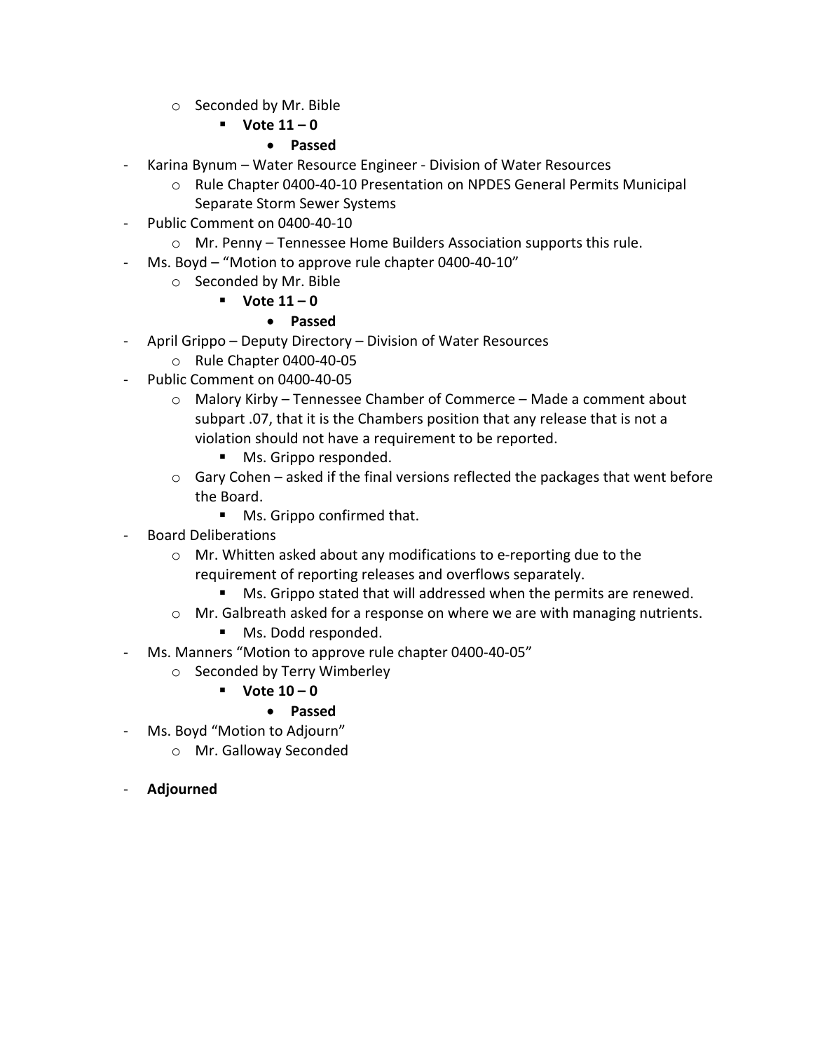- Seconded by Mr. Bible
    - **Vote 11 – 0**
        - **Passed**
- Karina Bynum – Water Resource Engineer - Division of Water Resources
    - Rule Chapter 0400-40-10 Presentation on NPDES General Permits Municipal Separate Storm Sewer Systems
- Public Comment on 0400-40-10
    - Mr. Penny – Tennessee Home Builders Association supports this rule.
- Ms. Boyd – "Motion to approve rule chapter 0400-40-10"
    - Seconded by Mr. Bible
        - **Vote 11 – 0**
            - **Passed**
- April Grippo – Deputy Directory – Division of Water Resources
    - Rule Chapter 0400-40-05
- Public Comment on 0400-40-05
    - Malory Kirby – Tennessee Chamber of Commerce – Made a comment about subpart .07, that it is the Chambers position that any release that is not a violation should not have a requirement to be reported.
        - Ms. Grippo responded.
    - Gary Cohen – asked if the final versions reflected the packages that went before the Board.
        - Ms. Grippo confirmed that.
- Board Deliberations
    - Mr. Whitten asked about any modifications to e-reporting due to the requirement of reporting releases and overflows separately.
        - Ms. Grippo stated that will addressed when the permits are renewed.
    - Mr. Galbreath asked for a response on where we are with managing nutrients.
        - Ms. Dodd responded.
- Ms. Manners "Motion to approve rule chapter 0400-40-05"
    - Seconded by Terry Wimberley
        - **Vote 10 – 0**
            - **Passed**
- Ms. Boyd "Motion to Adjourn"
    - Mr. Galloway Seconded
- **Adjourned**